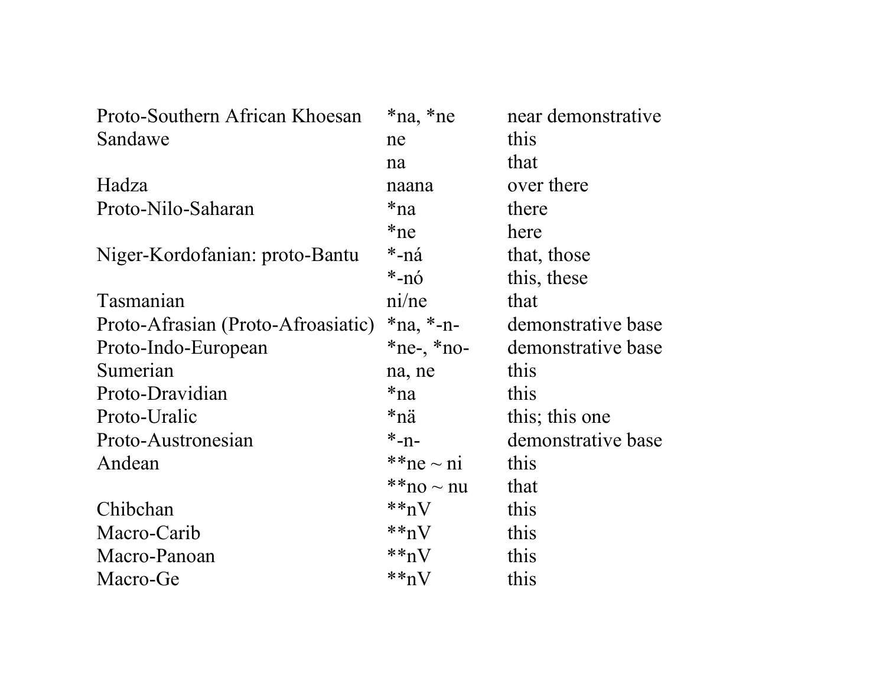| | | |
|---|---|---|
| Proto-Southern African Khoesan | *na, *ne | near demonstrative |
| Sandawe | ne | this |
| | na | that |
| Hadza | naana | over there |
| Proto-Nilo-Saharan | *na | there |
| | *ne | here |
| Niger-Kordofanian: proto-Bantu | *-ná | that, those |
| | *-nó | this, these |
| Tasmanian | ni/ne | that |
| Proto-Afrasian (Proto-Afroasiatic) | *na, *-n- | demonstrative base |
| Proto-Indo-European | *ne-, *no- | demonstrative base |
| Sumerian | na, ne | this |
| Proto-Dravidian | *na | this |
| Proto-Uralic | *nä | this; this one |
| Proto-Austronesian | *-n- | demonstrative base |
| Andean | **ne ~ ni | this |
| | **no ~ nu | that |
| Chibchan | **nV | this |
| Macro-Carib | **nV | this |
| Macro-Panoan | **nV | this |
| Macro-Ge | **nV | this |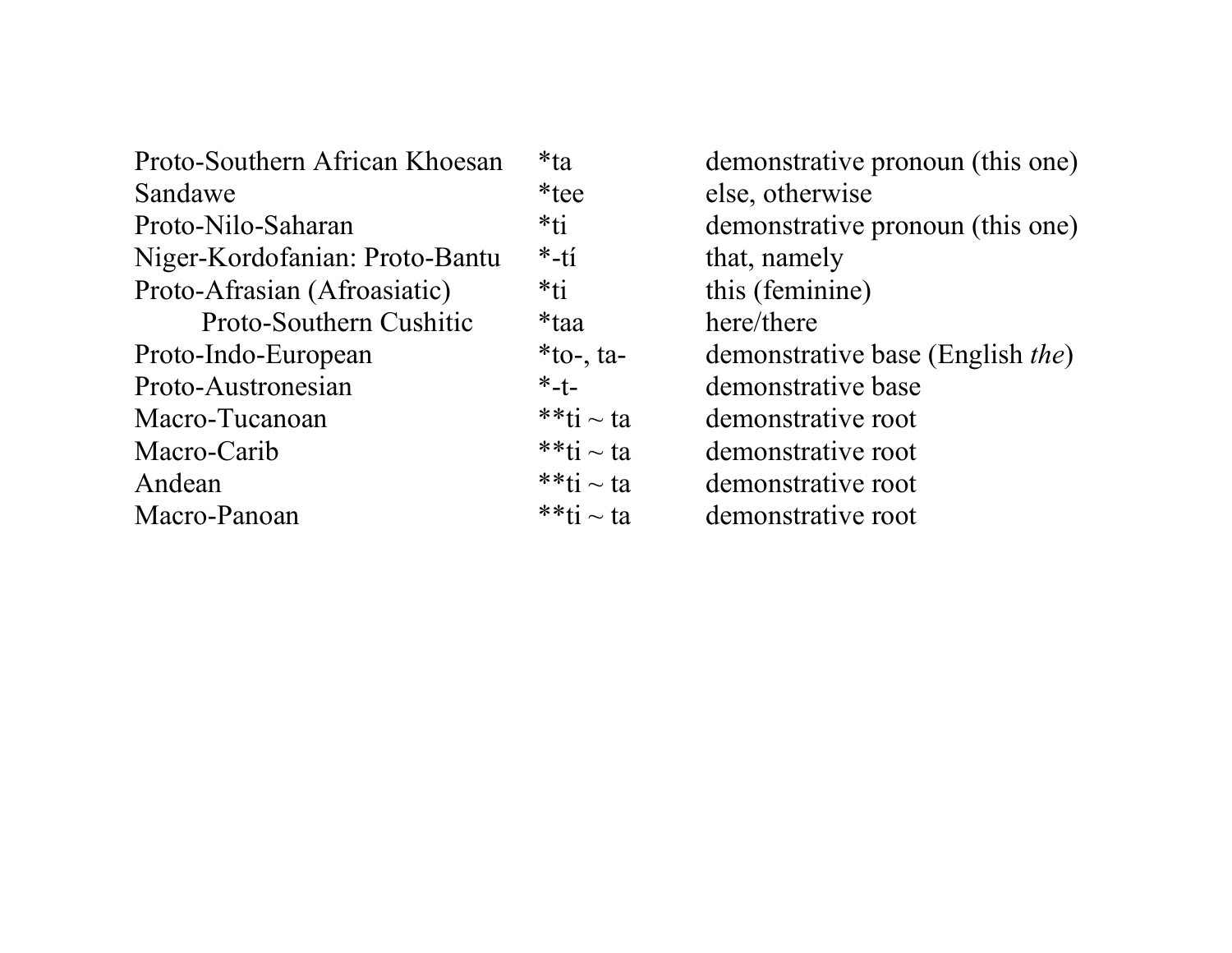| | | |
|---|---|---|
| Proto-Southern African Khoesan | *ta | demonstrative pronoun (this one) |
| Sandawe | *tee | else, otherwise |
| Proto-Nilo-Saharan | *ti | demonstrative pronoun (this one) |
| Niger-Kordofanian: Proto-Bantu | *-tí | that, namely |
| Proto-Afrasian (Afroasiatic) | *ti | this (feminine) |
| Proto-Southern Cushitic | *taa | here/there |
| Proto-Indo-European | *to-, ta- | demonstrative base (English *the*) |
| Proto-Austronesian | *-t- | demonstrative base |
| Macro-Tucanoan | **ti ~ ta | demonstrative root |
| Macro-Carib | **ti ~ ta | demonstrative root |
| Andean | **ti ~ ta | demonstrative root |
| Macro-Panoan | **ti ~ ta | demonstrative root |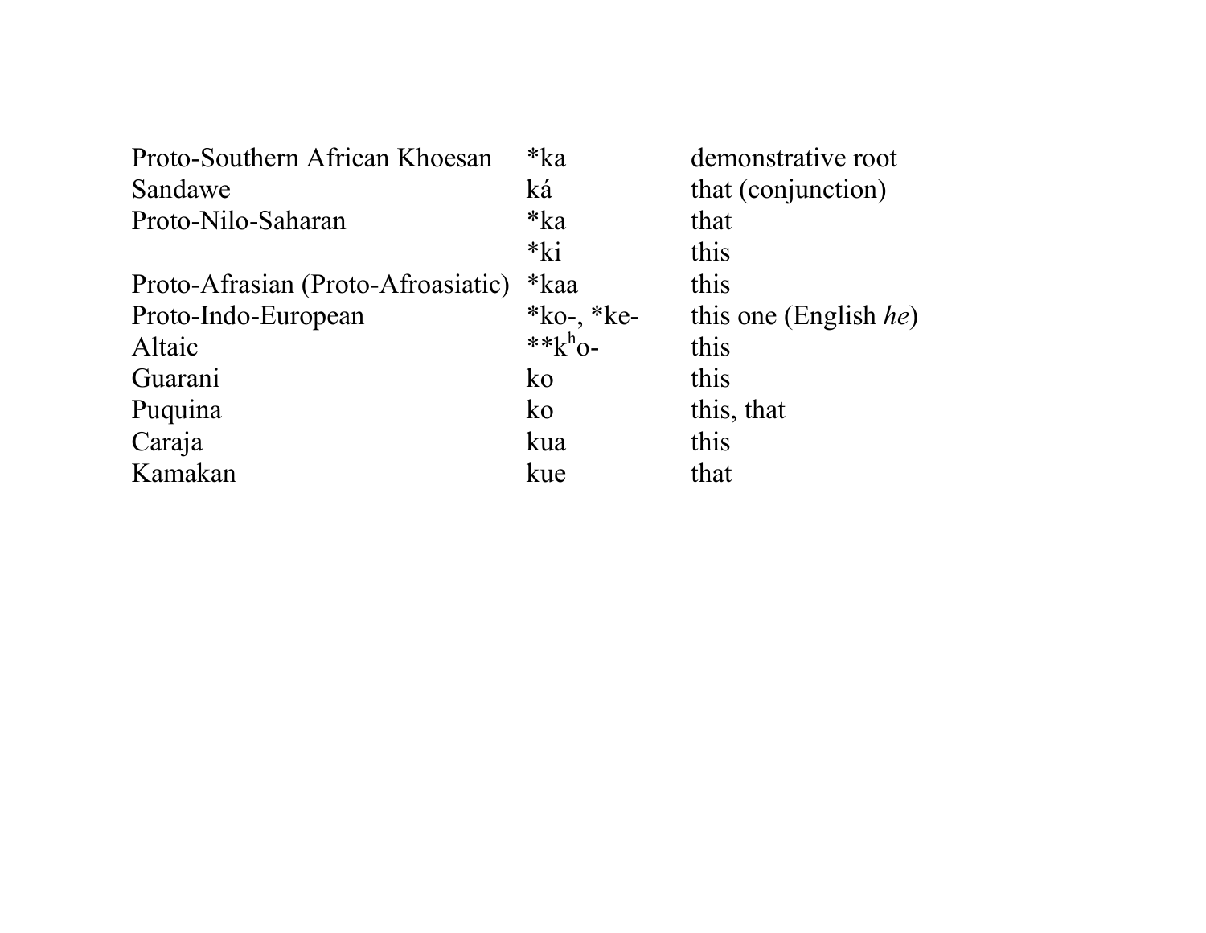| | | |
|---|---|---|
| Proto-Southern African Khoesan | *ka | demonstrative root |
| Sandawe | ká | that (conjunction) |
| Proto-Nilo-Saharan | *ka | that |
| | *ki | this |
| Proto-Afrasian (Proto-Afroasiatic) | *kaa | this |
| Proto-Indo-European | *ko-, *ke- | this one (English *he*) |
| Altaic | **$k^h$o- | this |
| Guarani | ko | this |
| Puquina | ko | this, that |
| Caraja | kua | this |
| Kamakan | kue | that |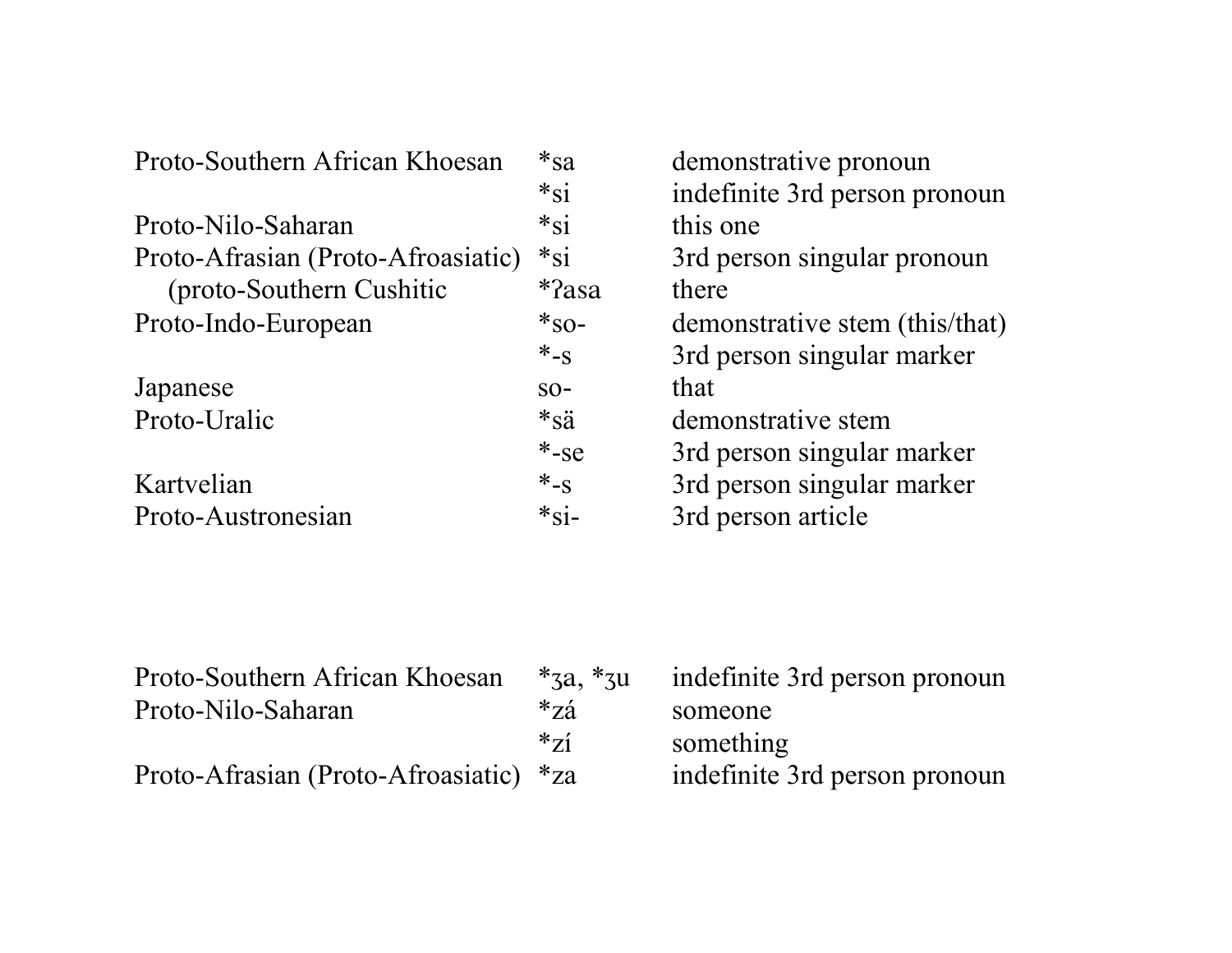| | | |
|---|---|---|
| Proto-Southern African Khoesan | *sa | demonstrative pronoun |
| | *si | indefinite 3rd person pronoun |
| Proto-Nilo-Saharan | *si | this one |
| Proto-Afrasian (Proto-Afroasiatic) | *si | 3rd person singular pronoun |
| (proto-Southern Cushitic | *ʔasa | there |
| Proto-Indo-European | *so- | demonstrative stem (this/that) |
| | *-s | 3rd person singular marker |
| Japanese | so- | that |
| Proto-Uralic | *sä | demonstrative stem |
| | *-se | 3rd person singular marker |
| Kartvelian | *-s | 3rd person singular marker |
| Proto-Austronesian | *si- | 3rd person article |

| | | |
|---|---|---|
| Proto-Southern African Khoesan | *ʒa, *ʒu | indefinite 3rd person pronoun |
| Proto-Nilo-Saharan | *zá | someone |
| | *zí | something |
| Proto-Afrasian (Proto-Afroasiatic) | *za | indefinite 3rd person pronoun |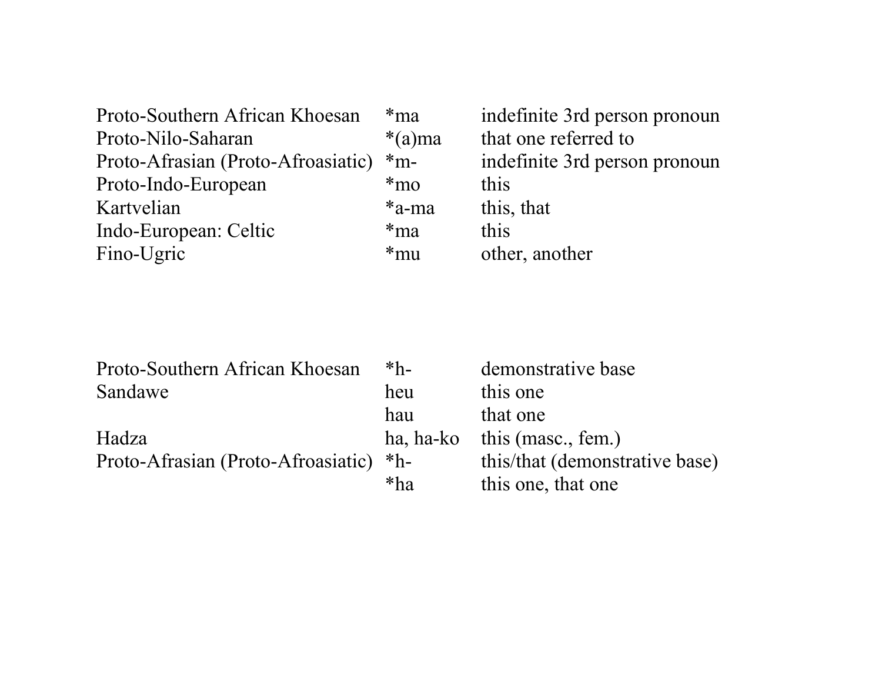| | | |
|---|---|---|
| Proto-Southern African Khoesan | *ma | indefinite 3rd person pronoun |
| Proto-Nilo-Saharan | *(a)ma | that one referred to |
| Proto-Afrasian (Proto-Afroasiatic) | *m- | indefinite 3rd person pronoun |
| Proto-Indo-European | *mo | this |
| Kartvelian | *a-ma | this, that |
| Indo-European: Celtic | *ma | this |
| Fino-Ugric | *mu | other, another |

| | | |
|---|---|---|
| Proto-Southern African Khoesan | *h- | demonstrative base |
| Sandawe | heu | this one |
| | hau | that one |
| Hadza | ha, ha-ko | this (masc., fem.) |
| Proto-Afrasian (Proto-Afroasiatic) | *h- | this/that (demonstrative base) |
| | *ha | this one, that one |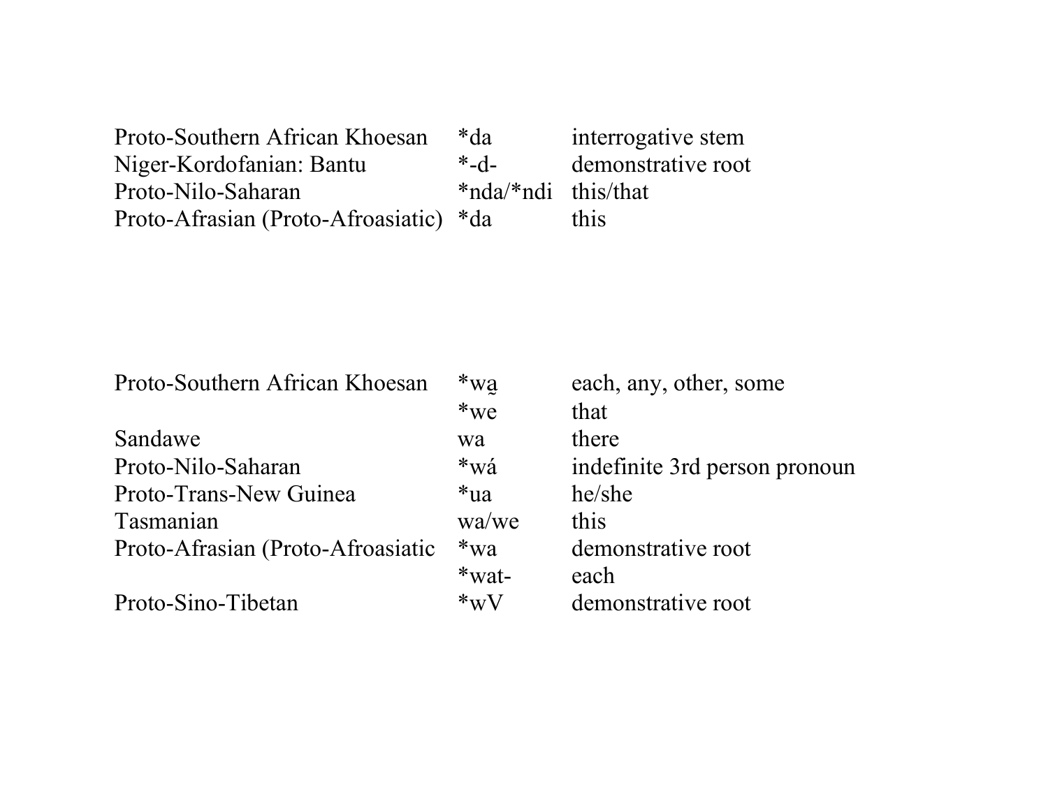| | | |
|---|---|---|
| Proto-Southern African Khoesan | *da | interrogative stem |
| Niger-Kordofanian: Bantu | *-d- | demonstrative root |
| Proto-Nilo-Saharan | *nda/*ndi | this/that |
| Proto-Afrasian (Proto-Afroasiatic) | *da | this |

| | | |
|---|---|---|
| Proto-Southern African Khoesan | *wa̰ | each, any, other, some |
| | *we | that |
| Sandawe | wa | there |
| Proto-Nilo-Saharan | *wá | indefinite 3rd person pronoun |
| Proto-Trans-New Guinea | *ua | he/she |
| Tasmanian | wa/we | this |
| Proto-Afrasian (Proto-Afroasiatic | *wa | demonstrative root |
| | *wat- | each |
| Proto-Sino-Tibetan | *wV | demonstrative root |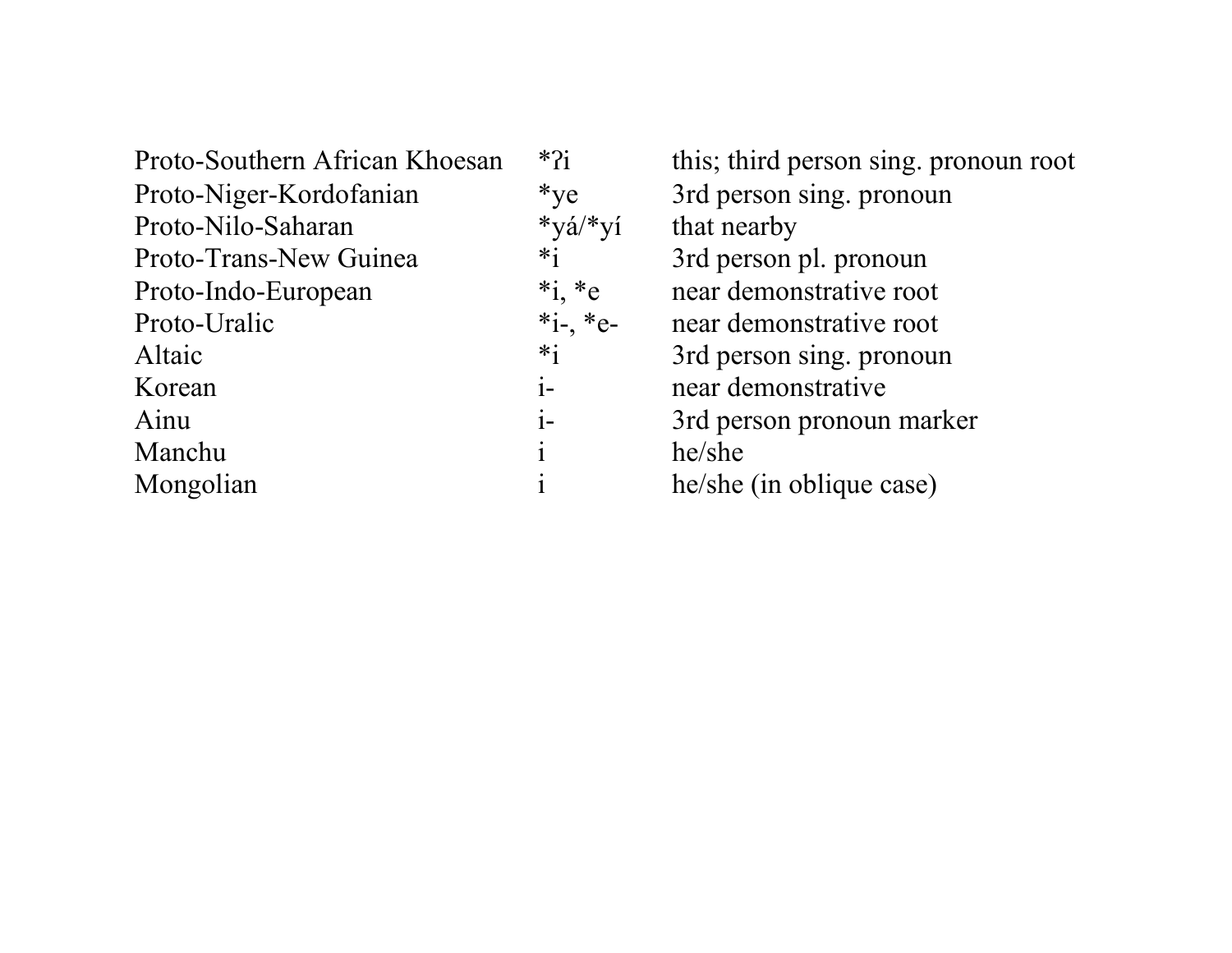| | | |
|---|---|---|
| Proto-Southern African Khoesan | *ʔi | this; third person sing. pronoun root |
| Proto-Niger-Kordofanian | *ye | 3rd person sing. pronoun |
| Proto-Nilo-Saharan | *yá/*yí | that nearby |
| Proto-Trans-New Guinea | *i | 3rd person pl. pronoun |
| Proto-Indo-European | *i, *e | near demonstrative root |
| Proto-Uralic | *i-, *e- | near demonstrative root |
| Altaic | *i | 3rd person sing. pronoun |
| Korean | i- | near demonstrative |
| Ainu | i- | 3rd person pronoun marker |
| Manchu | i | he/she |
| Mongolian | i | he/she (in oblique case) |